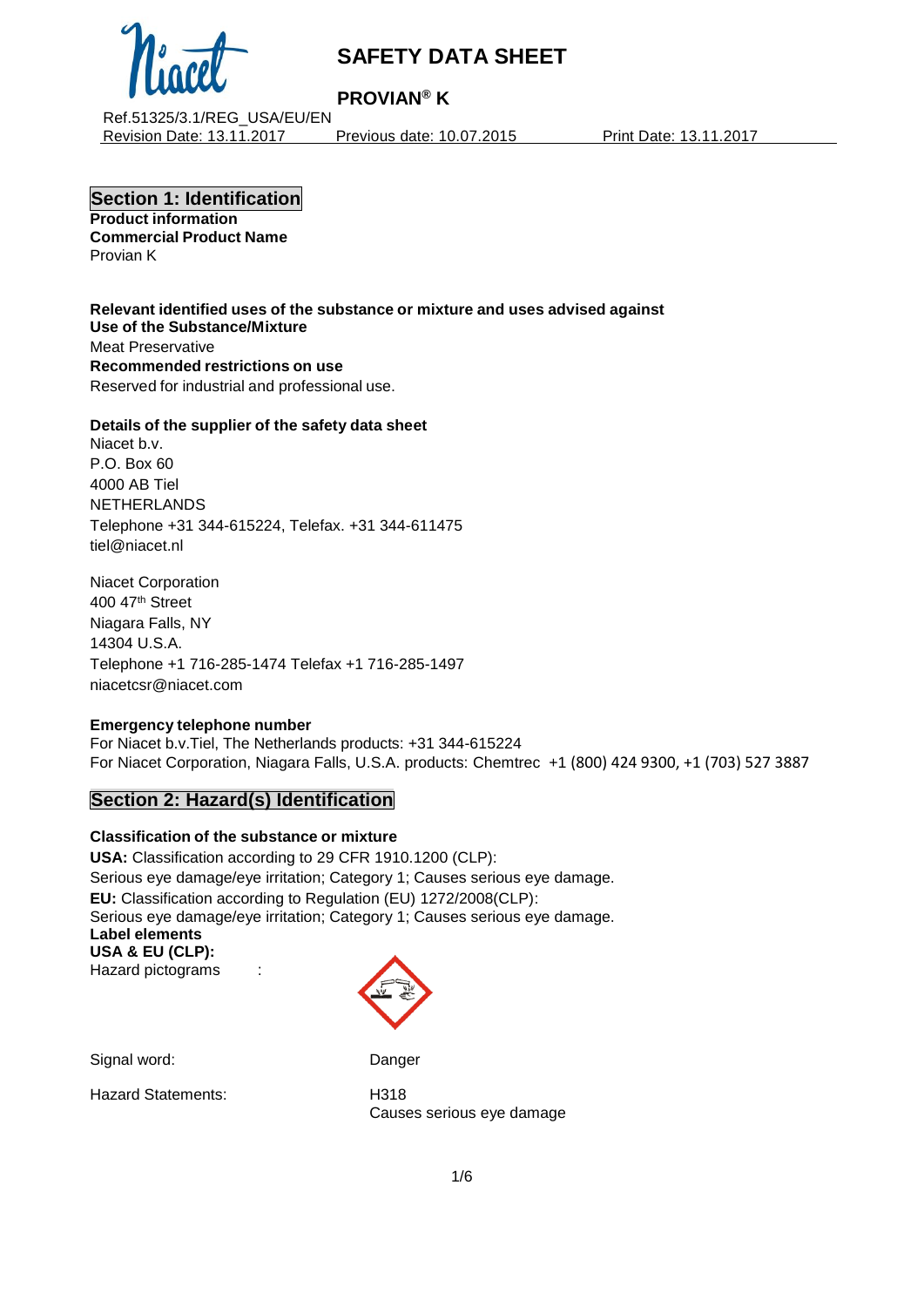# SAFETY DATA SHEET

## PROVIAN® K

Ref.51325/3.1/REG_USA/EU/EN
Revision Date: 13.11.2017 Previous date: 10.07.2015 Print Date: 13.11.2017

## Section 1: Identification

**Product information**
**Commercial Product Name**
Provian K

**Relevant identified uses of the substance or mixture and uses advised against**
**Use of the Substance/Mixture**
Meat Preservative
**Recommended restrictions on use**
Reserved for industrial and professional use.

**Details of the supplier of the safety data sheet**
Niacet b.v.
P.O. Box 60
4000 AB Tiel
NETHERLANDS
Telephone +31 344-615224, Telefax. +31 344-611475
tiel@niacet.nl

Niacet Corporation
400 47th Street
Niagara Falls, NY
14304 U.S.A.
Telephone +1 716-285-1474 Telefax +1 716-285-1497
niacetcsr@niacet.com

**Emergency telephone number**
For Niacet b.v.Tiel, The Netherlands products: +31 344-615224
For Niacet Corporation, Niagara Falls, U.S.A. products: Chemtrec +1 (800) 424 9300, +1 (703) 527 3887

## Section 2: Hazard(s) Identification

**Classification of the substance or mixture**
**USA:** Classification according to 29 CFR 1910.1200 (CLP):
Serious eye damage/eye irritation; Category 1; Causes serious eye damage.
**EU:** Classification according to Regulation (EU) 1272/2008(CLP):
Serious eye damage/eye irritation; Category 1; Causes serious eye damage.
**Label elements**
**USA & EU (CLP):**
Hazard pictograms :

Signal word: Danger

Hazard Statements: H318
Causes serious eye damage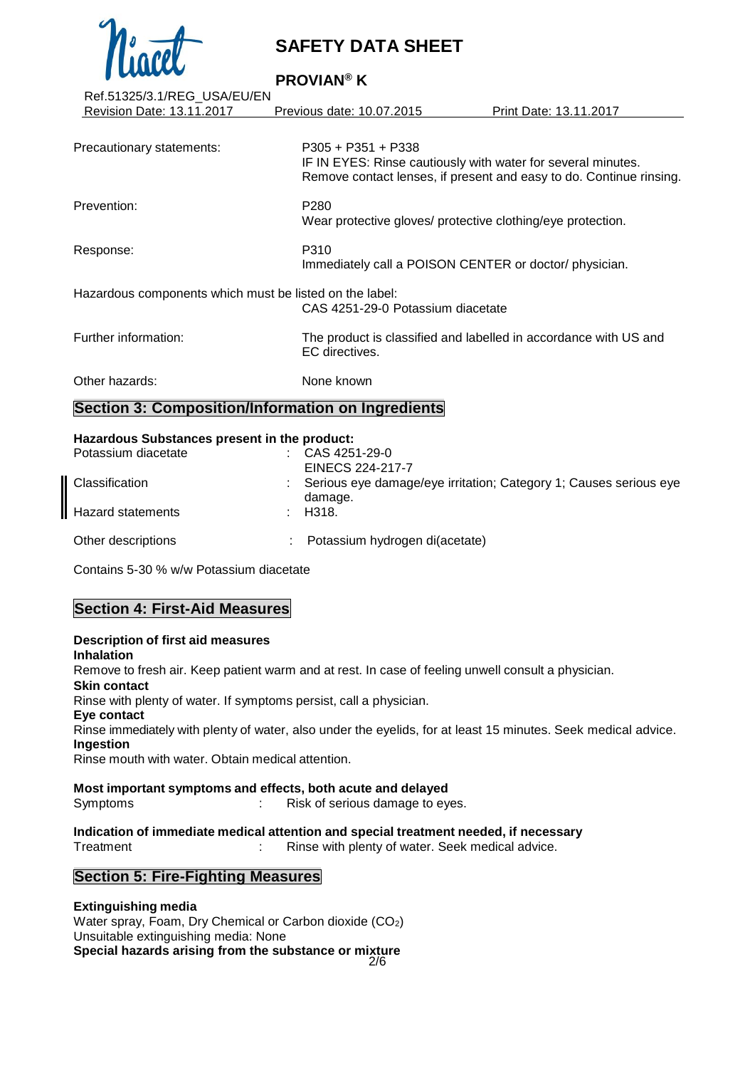| | |
|---|---|
| Precautionary statements: | P305 + P351 + P338<br>IF IN EYES: Rinse cautiously with water for several minutes. Remove contact lenses, if present and easy to do. Continue rinsing. |
| Prevention: | P280<br>Wear protective gloves/ protective clothing/eye protection. |
| Response: | P310<br>Immediately call a POISON CENTER or doctor/ physician. |

Hazardous components which must be listed on the label:
CAS 4251-29-0 Potassium diacetate

| | |
|---|---|
| Further information: | The product is classified and labelled in accordance with US and EC directives. |
| Other hazards: | None known |

## Section 3: Composition/Information on Ingredients

**Hazardous Substances present in the product:**

| | |
|---|---|
| Potassium diacetate | : CAS 4251-29-0<br>EINECS 224-217-7 |
| Classification | : Serious eye damage/eye irritation; Category 1; Causes serious eye damage. |
| Hazard statements | : H318. |
| Other descriptions | : Potassium hydrogen di(acetate) |

Contains 5-30 % w/w Potassium diacetate

## Section 4: First-Aid Measures

**Description of first aid measures**

**Inhalation**

Remove to fresh air. Keep patient warm and at rest. In case of feeling unwell consult a physician.

**Skin contact**

Rinse with plenty of water. If symptoms persist, call a physician.

**Eye contact**

Rinse immediately with plenty of water, also under the eyelids, for at least 15 minutes. Seek medical advice.

**Ingestion**

Rinse mouth with water. Obtain medical attention.

**Most important symptoms and effects, both acute and delayed**

Symptoms : Risk of serious damage to eyes.

**Indication of immediate medical attention and special treatment needed, if necessary**

Treatment : Rinse with plenty of water. Seek medical advice.

## Section 5: Fire-Fighting Measures

**Extinguishing media**

Water spray, Foam, Dry Chemical or Carbon dioxide ($CO_2$)
Unsuitable extinguishing media: None

**Special hazards arising from the substance or mixture**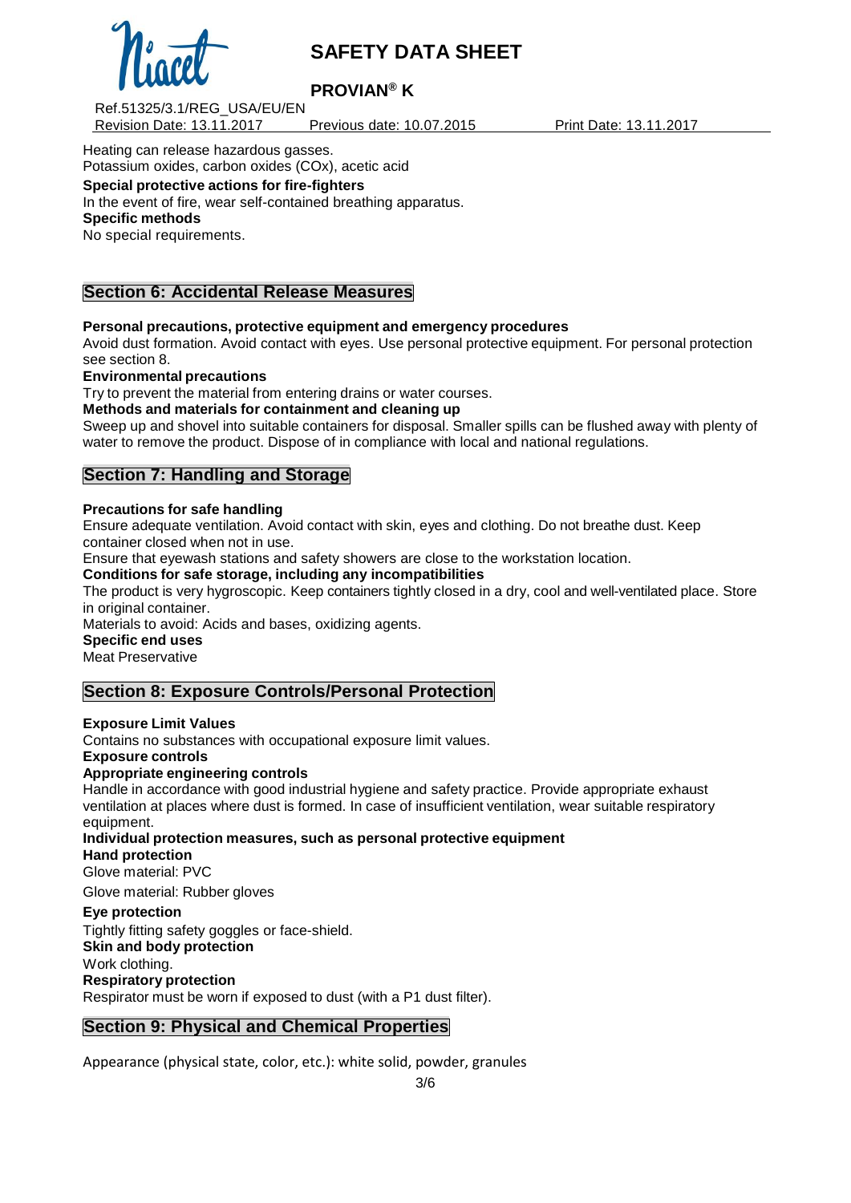Heating can release hazardous gasses.
Potassium oxides, carbon oxides (COx), acetic acid

**Special protective actions for fire-fighters**
In the event of fire, wear self-contained breathing apparatus.

**Specific methods**
No special requirements.

## Section 6: Accidental Release Measures

**Personal precautions, protective equipment and emergency procedures**
Avoid dust formation. Avoid contact with eyes. Use personal protective equipment. For personal protection see section 8.

**Environmental precautions**
Try to prevent the material from entering drains or water courses.

**Methods and materials for containment and cleaning up**
Sweep up and shovel into suitable containers for disposal. Smaller spills can be flushed away with plenty of water to remove the product. Dispose of in compliance with local and national regulations.

## Section 7: Handling and Storage

**Precautions for safe handling**
Ensure adequate ventilation. Avoid contact with skin, eyes and clothing. Do not breathe dust. Keep container closed when not in use.
Ensure that eyewash stations and safety showers are close to the workstation location.

**Conditions for safe storage, including any incompatibilities**
The product is very hygroscopic. Keep containers tightly closed in a dry, cool and well-ventilated place. Store in original container.
Materials to avoid: Acids and bases, oxidizing agents.

**Specific end uses**
Meat Preservative

## Section 8: Exposure Controls/Personal Protection

**Exposure Limit Values**
Contains no substances with occupational exposure limit values.

**Exposure controls**

**Appropriate engineering controls**
Handle in accordance with good industrial hygiene and safety practice. Provide appropriate exhaust ventilation at places where dust is formed. In case of insufficient ventilation, wear suitable respiratory equipment.

**Individual protection measures, such as personal protective equipment**

**Hand protection**
Glove material: PVC

Glove material: Rubber gloves

**Eye protection**
Tightly fitting safety goggles or face-shield.

**Skin and body protection**
Work clothing.

**Respiratory protection**
Respirator must be worn if exposed to dust (with a P1 dust filter).

## Section 9: Physical and Chemical Properties

Appearance (physical state, color, etc.): white solid, powder, granules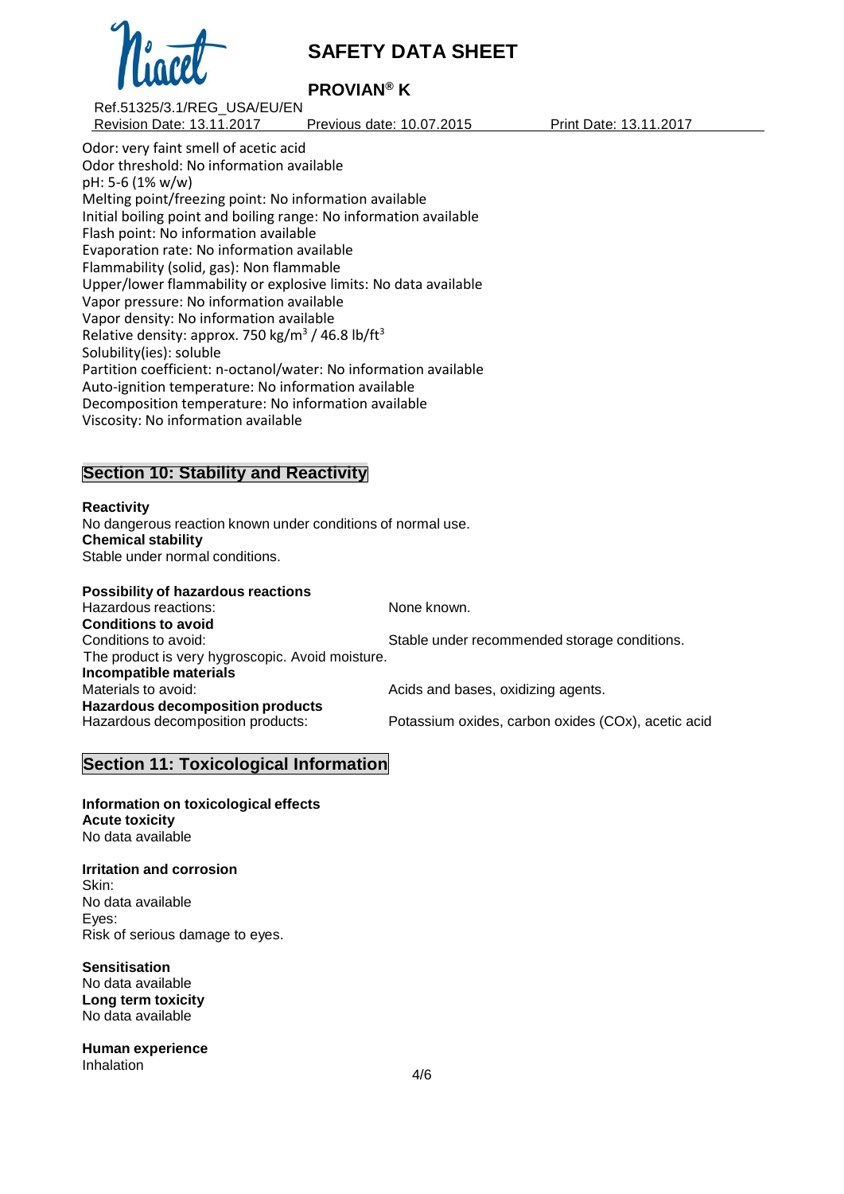Odor: very faint smell of acetic acid
Odor threshold: No information available
pH: 5-6 (1% w/w)
Melting point/freezing point: No information available
Initial boiling point and boiling range: No information available
Flash point: No information available
Evaporation rate: No information available
Flammability (solid, gas): Non flammable
Upper/lower flammability or explosive limits: No data available
Vapor pressure: No information available
Vapor density: No information available
Relative density: approx. 750 $kg/m^3$ / 46.8 $lb/ft^3$
Solubility(ies): soluble
Partition coefficient: n-octanol/water: No information available
Auto-ignition temperature: No information available
Decomposition temperature: No information available
Viscosity: No information available

## Section 10: Stability and Reactivity

**Reactivity**
No dangerous reaction known under conditions of normal use.
**Chemical stability**
Stable under normal conditions.

**Possibility of hazardous reactions**
Hazardous reactions: None known.
**Conditions to avoid**
Conditions to avoid: Stable under recommended storage conditions.
The product is very hygroscopic. Avoid moisture.
**Incompatible materials**
Materials to avoid: Acids and bases, oxidizing agents.
**Hazardous decomposition products**
Hazardous decomposition products: Potassium oxides, carbon oxides (COx), acetic acid

## Section 11: Toxicological Information

**Information on toxicological effects**
**Acute toxicity**
No data available

**Irritation and corrosion**
Skin:
No data available
Eyes:
Risk of serious damage to eyes.

**Sensitisation**
No data available
**Long term toxicity**
No data available

**Human experience**
Inhalation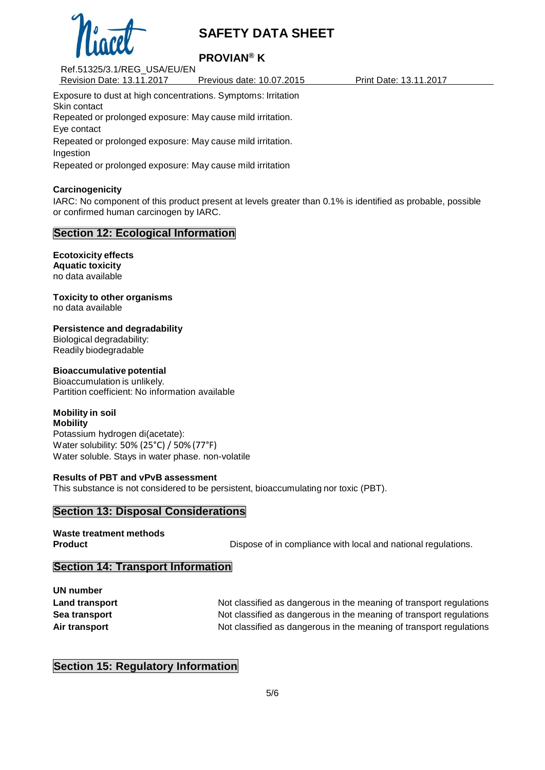Exposure to dust at high concentrations. Symptoms: Irritation
Skin contact
Repeated or prolonged exposure: May cause mild irritation.
Eye contact
Repeated or prolonged exposure: May cause mild irritation.
Ingestion
Repeated or prolonged exposure: May cause mild irritation

**Carcinogenicity**
IARC: No component of this product present at levels greater than 0.1% is identified as probable, possible or confirmed human carcinogen by IARC.

## Section 12: Ecological Information

**Ecotoxicity effects**
**Aquatic toxicity**
no data available

**Toxicity to other organisms**
no data available

**Persistence and degradability**
Biological degradability:
Readily biodegradable

**Bioaccumulative potential**
Bioaccumulation is unlikely.
Partition coefficient: No information available

**Mobility in soil**
**Mobility**
Potassium hydrogen di(acetate):
Water solubility: 50% (25°C) / 50% (77°F)
Water soluble. Stays in water phase. non-volatile

**Results of PBT and vPvB assessment**
This substance is not considered to be persistent, bioaccumulating nor toxic (PBT).

## Section 13: Disposal Considerations

**Waste treatment methods**

**Product** Dispose of in compliance with local and national regulations.

## Section 14: Transport Information

**UN number**

| | |
|---|---|
| **Land transport** | Not classified as dangerous in the meaning of transport regulations |
| **Sea transport** | Not classified as dangerous in the meaning of transport regulations |
| **Air transport** | Not classified as dangerous in the meaning of transport regulations |

## Section 15: Regulatory Information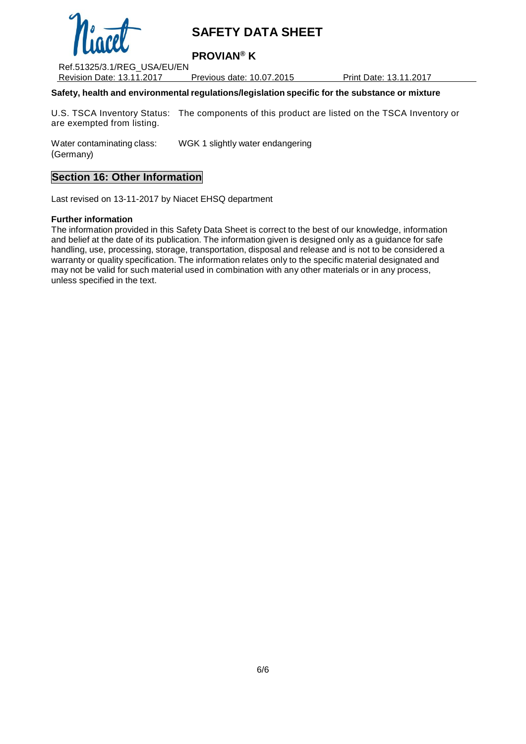**Safety, health and environmental regulations/legislation specific for the substance or mixture**

U.S. TSCA Inventory Status: The components of this product are listed on the TSCA Inventory or are exempted from listing.

Water contaminating class: (Germany) WGK 1 slightly water endangering

## Section 16: Other Information

Last revised on 13-11-2017 by Niacet EHSQ department

**Further information**

The information provided in this Safety Data Sheet is correct to the best of our knowledge, information and belief at the date of its publication. The information given is designed only as a guidance for safe handling, use, processing, storage, transportation, disposal and release and is not to be considered a warranty or quality specification. The information relates only to the specific material designated and may not be valid for such material used in combination with any other materials or in any process, unless specified in the text.